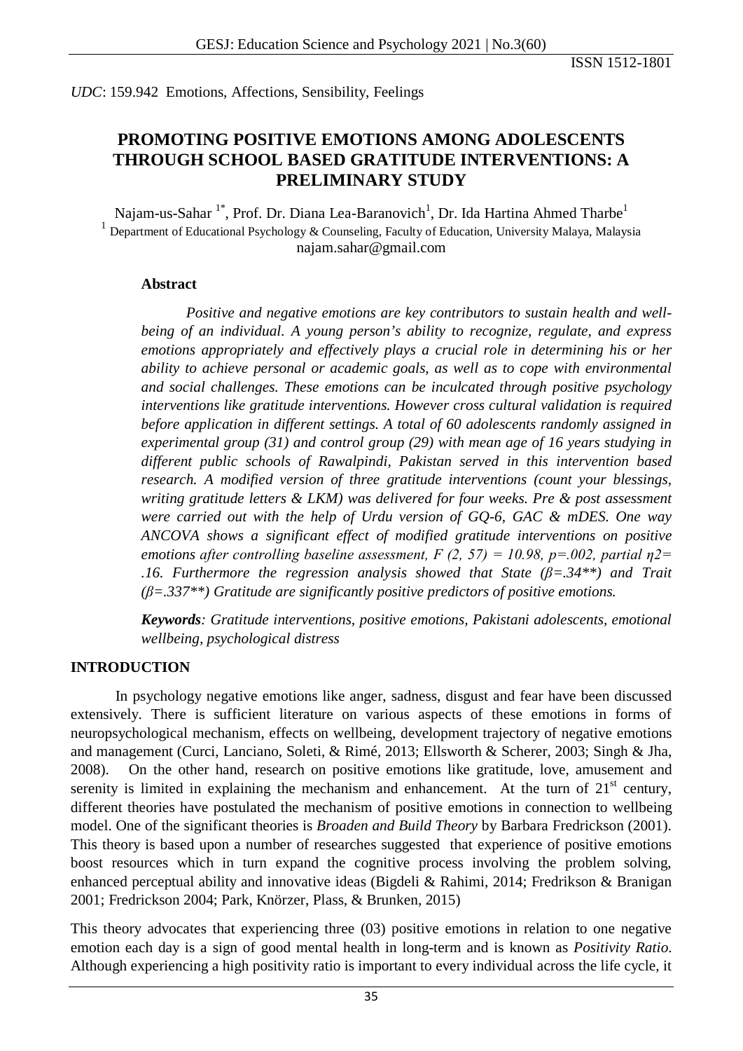*UDC*: 159.942 Emotions, Affections, Sensibility, Feelings

# PROMOTING POSITIVE EMOTIONS AMONG ADOLESCENTS THROUGH SCHOOL BASED GRATITUDE INTERVENTIONS: A PRELIMINARY STUDY

Najam-us-Sahar [1*], Prof. Dr. Diana Lea-Baranovich[1], Dr. Ida Hartina Ahmed Tharbe[1]

[1] Department of Educational Psychology & Counseling, Faculty of Education, University Malaya, Malaysia

najam.sahar@gmail.com

### Abstract

*Positive and negative emotions are key contributors to sustain health and well-being of an individual. A young person's ability to recognize, regulate, and express emotions appropriately and effectively plays a crucial role in determining his or her ability to achieve personal or academic goals, as well as to cope with environmental and social challenges. These emotions can be inculcated through positive psychology interventions like gratitude interventions. However cross cultural validation is required before application in different settings. A total of 60 adolescents randomly assigned in experimental group (31) and control group (29) with mean age of 16 years studying in different public schools of Rawalpindi, Pakistan served in this intervention based research. A modified version of three gratitude interventions (count your blessings, writing gratitude letters & LKM) was delivered for four weeks. Pre & post assessment were carried out with the help of Urdu version of GQ-6, GAC & mDES. One way ANCOVA shows a significant effect of modified gratitude interventions on positive emotions after controlling baseline assessment, $F(2, 57) = 10.98$, $p=.002$, partial $\eta 2= .16$. Furthermore the regression analysis showed that State ($\beta=.34^{**}$) and Trait ($\beta=.337^{**}$) Gratitude are significantly positive predictors of positive emotions.*

***Keywords**: Gratitude interventions, positive emotions, Pakistani adolescents, emotional wellbeing, psychological distress*

## INTRODUCTION

In psychology negative emotions like anger, sadness, disgust and fear have been discussed extensively. There is sufficient literature on various aspects of these emotions in forms of neuropsychological mechanism, effects on wellbeing, development trajectory of negative emotions and management (Curci, Lanciano, Soleti, & Rimé, 2013; Ellsworth & Scherer, 2003; Singh & Jha, 2008). On the other hand, research on positive emotions like gratitude, love, amusement and serenity is limited in explaining the mechanism and enhancement. At the turn of 21st century, different theories have postulated the mechanism of positive emotions in connection to wellbeing model. One of the significant theories is *Broaden and Build Theory* by Barbara Fredrickson (2001). This theory is based upon a number of researches suggested that experience of positive emotions boost resources which in turn expand the cognitive process involving the problem solving, enhanced perceptual ability and innovative ideas (Bigdeli & Rahimi, 2014; Fredrikson & Branigan 2001; Fredrickson 2004; Park, Knörzer, Plass, & Brunken, 2015)

This theory advocates that experiencing three (03) positive emotions in relation to one negative emotion each day is a sign of good mental health in long-term and is known as *Positivity Ratio*. Although experiencing a high positivity ratio is important to every individual across the life cycle, it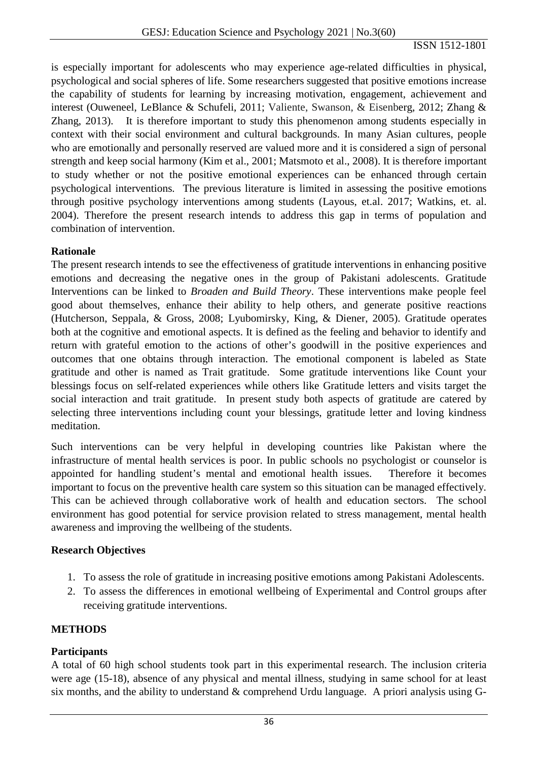is especially important for adolescents who may experience age-related difficulties in physical, psychological and social spheres of life. Some researchers suggested that positive emotions increase the capability of students for learning by increasing motivation, engagement, achievement and interest (Ouweneel, LeBlance & Schufeli, 2011; Valiente, Swanson, & Eisenberg, 2012; Zhang & Zhang, 2013). It is therefore important to study this phenomenon among students especially in context with their social environment and cultural backgrounds. In many Asian cultures, people who are emotionally and personally reserved are valued more and it is considered a sign of personal strength and keep social harmony (Kim et al., 2001; Matsmoto et al., 2008). It is therefore important to study whether or not the positive emotional experiences can be enhanced through certain psychological interventions. The previous literature is limited in assessing the positive emotions through positive psychology interventions among students (Layous, et.al. 2017; Watkins, et. al. 2004). Therefore the present research intends to address this gap in terms of population and combination of intervention.

**Rationale**

The present research intends to see the effectiveness of gratitude interventions in enhancing positive emotions and decreasing the negative ones in the group of Pakistani adolescents. Gratitude Interventions can be linked to *Broaden and Build Theory*. These interventions make people feel good about themselves, enhance their ability to help others, and generate positive reactions (Hutcherson, Seppala, & Gross, 2008; Lyubomirsky, King, & Diener, 2005). Gratitude operates both at the cognitive and emotional aspects. It is defined as the feeling and behavior to identify and return with grateful emotion to the actions of other's goodwill in the positive experiences and outcomes that one obtains through interaction. The emotional component is labeled as State gratitude and other is named as Trait gratitude. Some gratitude interventions like Count your blessings focus on self-related experiences while others like Gratitude letters and visits target the social interaction and trait gratitude. In present study both aspects of gratitude are catered by selecting three interventions including count your blessings, gratitude letter and loving kindness meditation.

Such interventions can be very helpful in developing countries like Pakistan where the infrastructure of mental health services is poor. In public schools no psychologist or counselor is appointed for handling student's mental and emotional health issues. Therefore it becomes important to focus on the preventive health care system so this situation can be managed effectively. This can be achieved through collaborative work of health and education sectors. The school environment has good potential for service provision related to stress management, mental health awareness and improving the wellbeing of the students.

**Research Objectives**

1. To assess the role of gratitude in increasing positive emotions among Pakistani Adolescents.
2. To assess the differences in emotional wellbeing of Experimental and Control groups after receiving gratitude interventions.

**METHODS**

**Participants**

A total of 60 high school students took part in this experimental research. The inclusion criteria were age (15-18), absence of any physical and mental illness, studying in same school for at least six months, and the ability to understand & comprehend Urdu language. A priori analysis using G-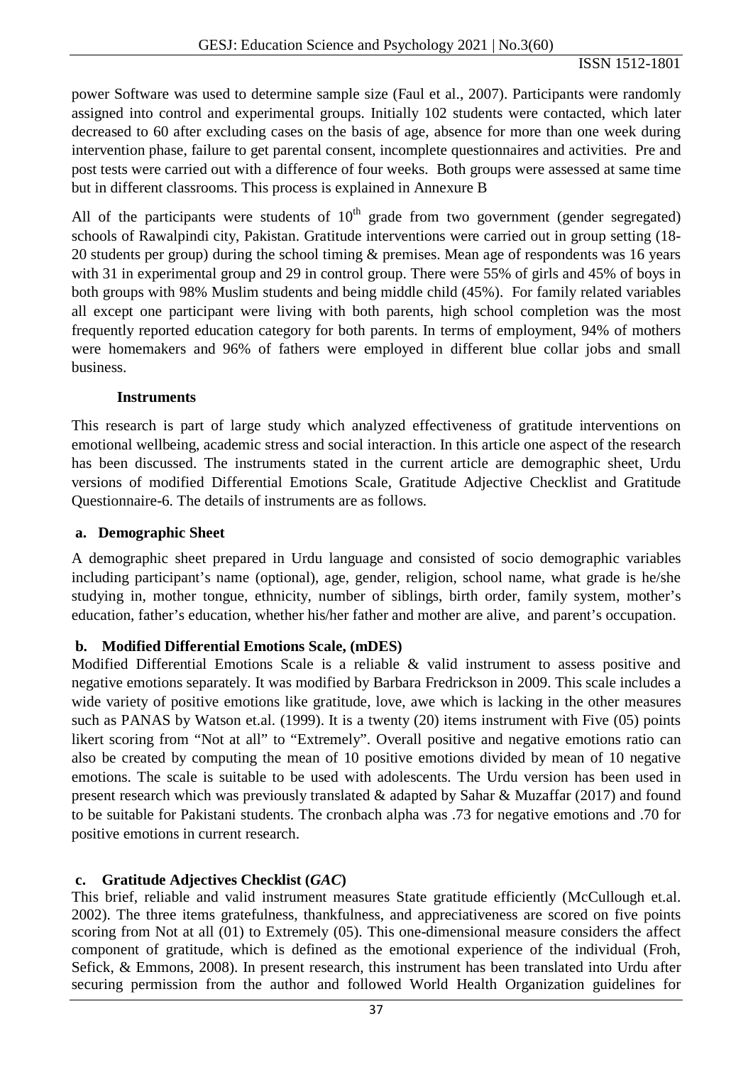power Software was used to determine sample size (Faul et al., 2007). Participants were randomly assigned into control and experimental groups. Initially 102 students were contacted, which later decreased to 60 after excluding cases on the basis of age, absence for more than one week during intervention phase, failure to get parental consent, incomplete questionnaires and activities. Pre and post tests were carried out with a difference of four weeks. Both groups were assessed at same time but in different classrooms. This process is explained in Annexure B

All of the participants were students of $10^{th}$ grade from two government (gender segregated) schools of Rawalpindi city, Pakistan. Gratitude interventions were carried out in group setting (18-20 students per group) during the school timing & premises. Mean age of respondents was 16 years with 31 in experimental group and 29 in control group. There were 55% of girls and 45% of boys in both groups with 98% Muslim students and being middle child (45%). For family related variables all except one participant were living with both parents, high school completion was the most frequently reported education category for both parents. In terms of employment, 94% of mothers were homemakers and 96% of fathers were employed in different blue collar jobs and small business.

### Instruments

This research is part of large study which analyzed effectiveness of gratitude interventions on emotional wellbeing, academic stress and social interaction. In this article one aspect of the research has been discussed. The instruments stated in the current article are demographic sheet, Urdu versions of modified Differential Emotions Scale, Gratitude Adjective Checklist and Gratitude Questionnaire-6. The details of instruments are as follows.

#### a. Demographic Sheet

A demographic sheet prepared in Urdu language and consisted of socio demographic variables including participant's name (optional), age, gender, religion, school name, what grade is he/she studying in, mother tongue, ethnicity, number of siblings, birth order, family system, mother's education, father's education, whether his/her father and mother are alive, and parent's occupation.

#### b. Modified Differential Emotions Scale, (mDES)

Modified Differential Emotions Scale is a reliable & valid instrument to assess positive and negative emotions separately. It was modified by Barbara Fredrickson in 2009. This scale includes a wide variety of positive emotions like gratitude, love, awe which is lacking in the other measures such as PANAS by Watson et.al. (1999). It is a twenty (20) items instrument with Five (05) points likert scoring from "Not at all" to "Extremely". Overall positive and negative emotions ratio can also be created by computing the mean of 10 positive emotions divided by mean of 10 negative emotions. The scale is suitable to be used with adolescents. The Urdu version has been used in present research which was previously translated & adapted by Sahar & Muzaffar (2017) and found to be suitable for Pakistani students. The cronbach alpha was .73 for negative emotions and .70 for positive emotions in current research.

#### c. Gratitude Adjectives Checklist (*GAC*)

This brief, reliable and valid instrument measures State gratitude efficiently (McCullough et.al. 2002). The three items gratefulness, thankfulness, and appreciativeness are scored on five points scoring from Not at all (01) to Extremely (05). This one-dimensional measure considers the affect component of gratitude, which is defined as the emotional experience of the individual (Froh, Sefick, & Emmons, 2008). In present research, this instrument has been translated into Urdu after securing permission from the author and followed World Health Organization guidelines for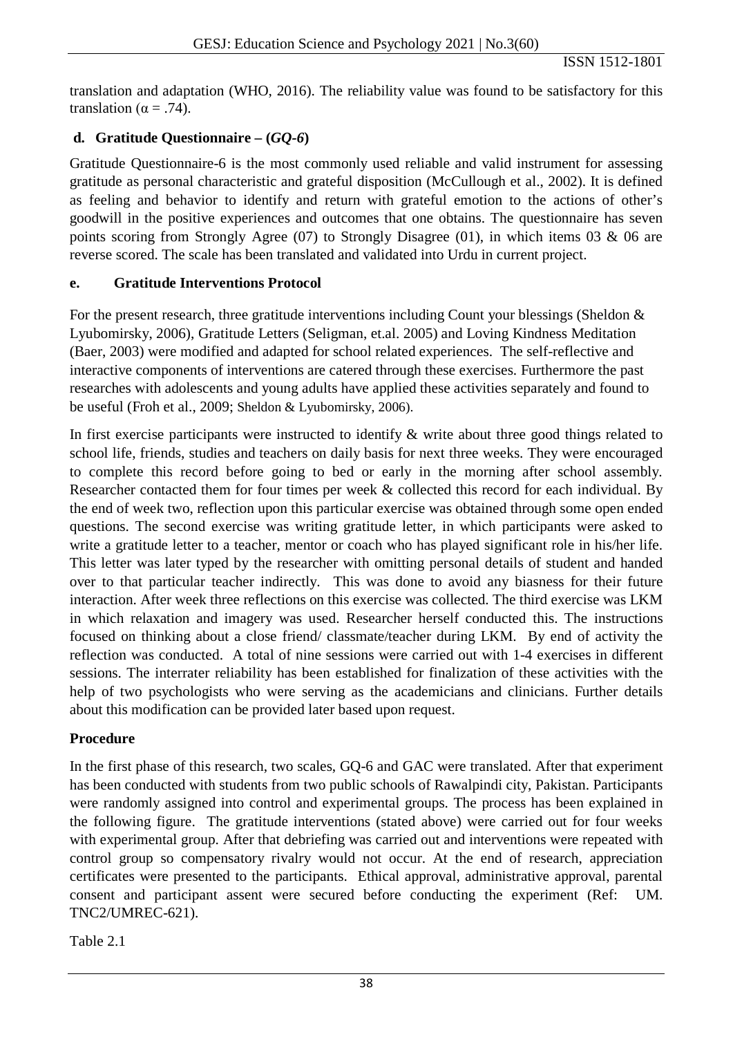translation and adaptation (WHO, 2016). The reliability value was found to be satisfactory for this translation (α = .74).

**d. Gratitude Questionnaire – (*GQ-6*)**

Gratitude Questionnaire-6 is the most commonly used reliable and valid instrument for assessing gratitude as personal characteristic and grateful disposition (McCullough et al., 2002). It is defined as feeling and behavior to identify and return with grateful emotion to the actions of other's goodwill in the positive experiences and outcomes that one obtains. The questionnaire has seven points scoring from Strongly Agree (07) to Strongly Disagree (01), in which items 03 & 06 are reverse scored. The scale has been translated and validated into Urdu in current project.

**e. Gratitude Interventions Protocol**

For the present research, three gratitude interventions including Count your blessings (Sheldon & Lyubomirsky, 2006), Gratitude Letters (Seligman, et.al. 2005) and Loving Kindness Meditation (Baer, 2003) were modified and adapted for school related experiences. The self-reflective and interactive components of interventions are catered through these exercises. Furthermore the past researches with adolescents and young adults have applied these activities separately and found to be useful (Froh et al., 2009; Sheldon & Lyubomirsky, 2006).

In first exercise participants were instructed to identify & write about three good things related to school life, friends, studies and teachers on daily basis for next three weeks. They were encouraged to complete this record before going to bed or early in the morning after school assembly. Researcher contacted them for four times per week & collected this record for each individual. By the end of week two, reflection upon this particular exercise was obtained through some open ended questions. The second exercise was writing gratitude letter, in which participants were asked to write a gratitude letter to a teacher, mentor or coach who has played significant role in his/her life. This letter was later typed by the researcher with omitting personal details of student and handed over to that particular teacher indirectly. This was done to avoid any biasness for their future interaction. After week three reflections on this exercise was collected. The third exercise was LKM in which relaxation and imagery was used. Researcher herself conducted this. The instructions focused on thinking about a close friend/ classmate/teacher during LKM. By end of activity the reflection was conducted. A total of nine sessions were carried out with 1-4 exercises in different sessions. The interrater reliability has been established for finalization of these activities with the help of two psychologists who were serving as the academicians and clinicians. Further details about this modification can be provided later based upon request.

**Procedure**

In the first phase of this research, two scales, GQ-6 and GAC were translated. After that experiment has been conducted with students from two public schools of Rawalpindi city, Pakistan. Participants were randomly assigned into control and experimental groups. The process has been explained in the following figure. The gratitude interventions (stated above) were carried out for four weeks with experimental group. After that debriefing was carried out and interventions were repeated with control group so compensatory rivalry would not occur. At the end of research, appreciation certificates were presented to the participants. Ethical approval, administrative approval, parental consent and participant assent were secured before conducting the experiment (Ref: UM. TNC2/UMREC-621).

Table 2.1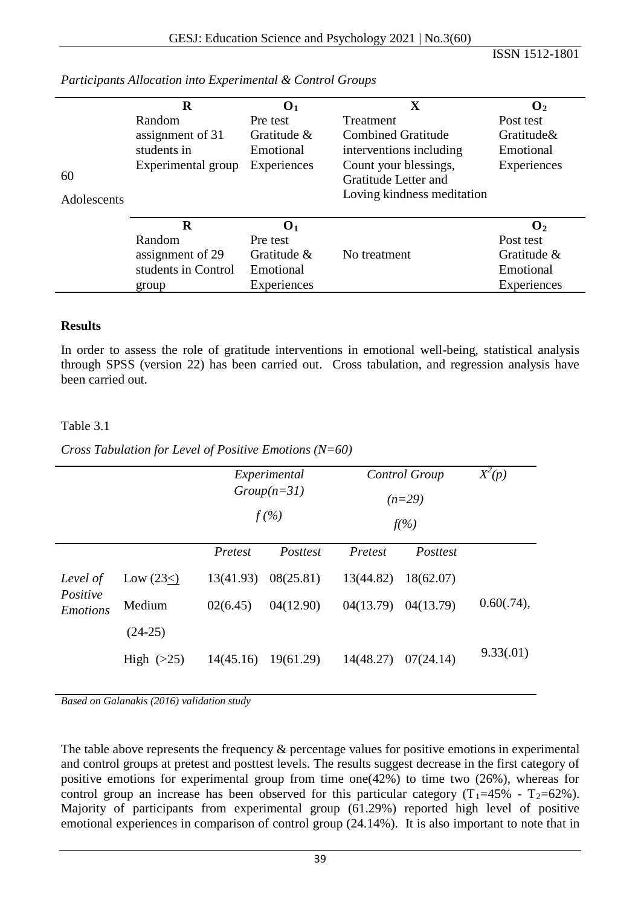*Participants Allocation into Experimental & Control Groups*

| | R | $O_1$ | X | $O_2$ |
|---|---|---|---|---|
| 60 Adolescents | Random assignment of 31 students in Experimental group | Pre test Gratitude & Emotional Experiences | Treatment Combined Gratitude interventions including Count your blessings, Gratitude Letter and Loving kindness meditation | Post test Gratitude& Emotional Experiences |
| | **R** | **$O_1$** | | **$O_2$** |
| | Random assignment of 29 students in Control group | Pre test Gratitude & Emotional Experiences | No treatment | Post test Gratitude & Emotional Experiences |

**Results**

In order to assess the role of gratitude interventions in emotional well-being, statistical analysis through SPSS (version 22) has been carried out. Cross tabulation, and regression analysis have been carried out.

Table 3.1

*Cross Tabulation for Level of Positive Emotions (N=60)*

| | | *Experimental Group(n=31) f (%)* | | *Control Group (n=29) f(%)* | | $X^2(p)$ |
|---|---|---|---|---|---|---|
| | | *Pretest* | *Posttest* | *Pretest* | *Posttest* | |
| *Level of Positive Emotions* | Low ($23\leq$) | 13(41.93) | 08(25.81) | 13(44.82) | 18(62.07) | |
| | Medium (24-25) | 02(6.45) | 04(12.90) | 04(13.79) | 04(13.79) | 0.60(.74), |
| | High (>25) | 14(45.16) | 19(61.29) | 14(48.27) | 07(24.14) | 9.33(.01) |

*Based on Galanakis (2016) validation study*

The table above represents the frequency & percentage values for positive emotions in experimental and control groups at pretest and posttest levels. The results suggest decrease in the first category of positive emotions for experimental group from time one(42%) to time two (26%), whereas for control group an increase has been observed for this particular category ($T_1$=45% - $T_2$=62%). Majority of participants from experimental group (61.29%) reported high level of positive emotional experiences in comparison of control group (24.14%). It is also important to note that in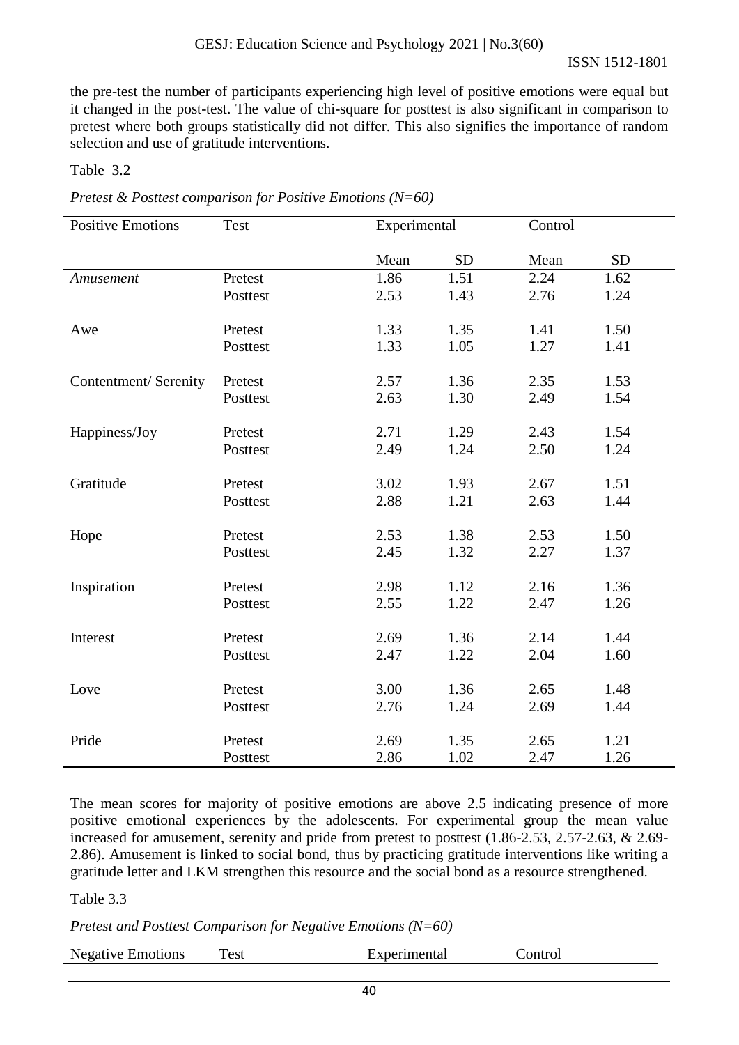the pre-test the number of participants experiencing high level of positive emotions were equal but it changed in the post-test. The value of chi-square for posttest is also significant in comparison to pretest where both groups statistically did not differ. This also signifies the importance of random selection and use of gratitude interventions.

Table 3.2

*Pretest & Posttest comparison for Positive Emotions (N=60)*

| Positive Emotions | Test | Experimental | | Control | |
|---|---|---|---|---|---|
| | | Mean | SD | Mean | SD |
| *Amusement* | Pretest | 1.86 | 1.51 | 2.24 | 1.62 |
| | Posttest | 2.53 | 1.43 | 2.76 | 1.24 |
| Awe | Pretest | 1.33 | 1.35 | 1.41 | 1.50 |
| | Posttest | 1.33 | 1.05 | 1.27 | 1.41 |
| Contentment/ Serenity | Pretest | 2.57 | 1.36 | 2.35 | 1.53 |
| | Posttest | 2.63 | 1.30 | 2.49 | 1.54 |
| Happiness/Joy | Pretest | 2.71 | 1.29 | 2.43 | 1.54 |
| | Posttest | 2.49 | 1.24 | 2.50 | 1.24 |
| Gratitude | Pretest | 3.02 | 1.93 | 2.67 | 1.51 |
| | Posttest | 2.88 | 1.21 | 2.63 | 1.44 |
| Hope | Pretest | 2.53 | 1.38 | 2.53 | 1.50 |
| | Posttest | 2.45 | 1.32 | 2.27 | 1.37 |
| Inspiration | Pretest | 2.98 | 1.12 | 2.16 | 1.36 |
| | Posttest | 2.55 | 1.22 | 2.47 | 1.26 |
| Interest | Pretest | 2.69 | 1.36 | 2.14 | 1.44 |
| | Posttest | 2.47 | 1.22 | 2.04 | 1.60 |
| Love | Pretest | 3.00 | 1.36 | 2.65 | 1.48 |
| | Posttest | 2.76 | 1.24 | 2.69 | 1.44 |
| Pride | Pretest | 2.69 | 1.35 | 2.65 | 1.21 |
| | Posttest | 2.86 | 1.02 | 2.47 | 1.26 |

The mean scores for majority of positive emotions are above 2.5 indicating presence of more positive emotional experiences by the adolescents. For experimental group the mean value increased for amusement, serenity and pride from pretest to posttest (1.86-2.53, 2.57-2.63, & 2.69-2.86). Amusement is linked to social bond, thus by practicing gratitude interventions like writing a gratitude letter and LKM strengthen this resource and the social bond as a resource strengthened.

Table 3.3

*Pretest and Posttest Comparison for Negative Emotions (N=60)*

| Negative Emotions | Test | Experimental | Control |
|---|---|---|---|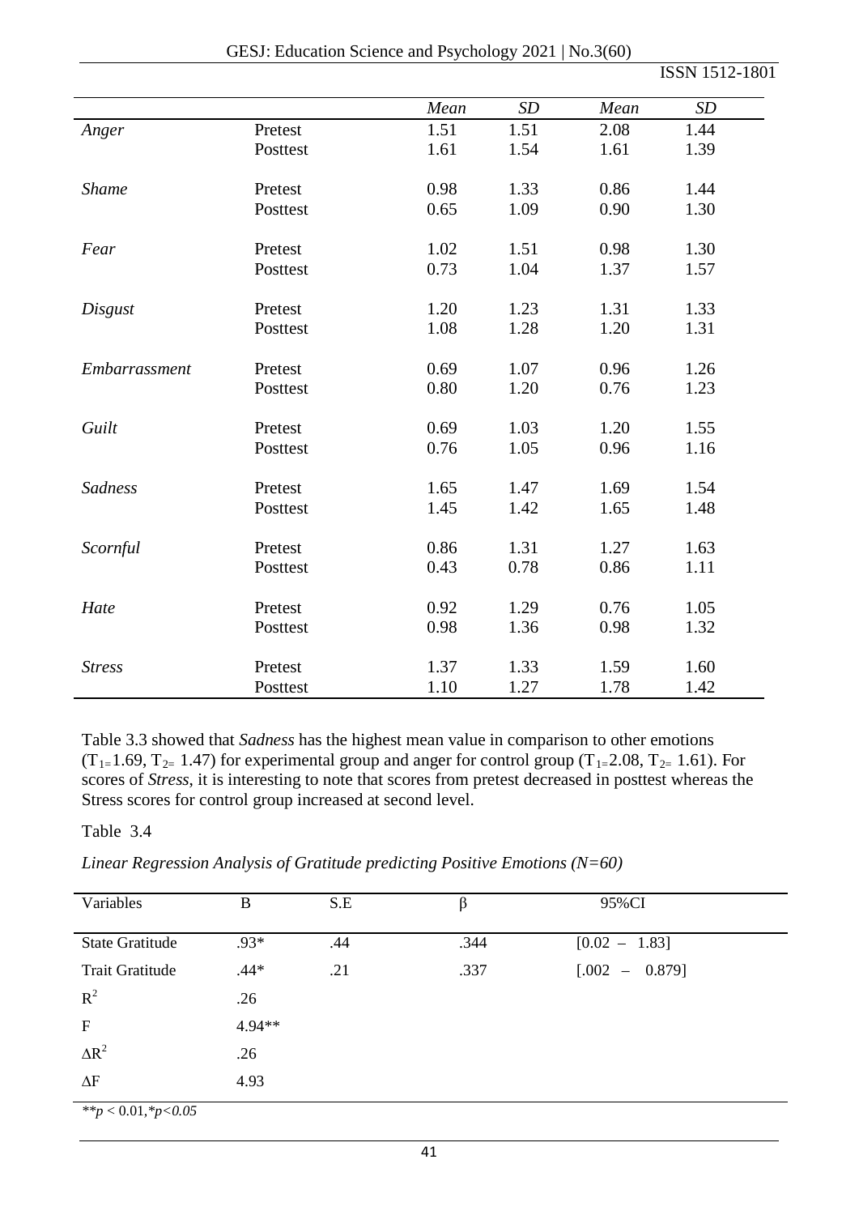| | | *Mean* | *SD* | *Mean* | *SD* |
|---|---|---|---|---|---|
| *Anger* | Pretest | 1.51 | 1.51 | 2.08 | 1.44 |
| | Posttest | 1.61 | 1.54 | 1.61 | 1.39 |
| *Shame* | Pretest | 0.98 | 1.33 | 0.86 | 1.44 |
| | Posttest | 0.65 | 1.09 | 0.90 | 1.30 |
| *Fear* | Pretest | 1.02 | 1.51 | 0.98 | 1.30 |
| | Posttest | 0.73 | 1.04 | 1.37 | 1.57 |
| *Disgust* | Pretest | 1.20 | 1.23 | 1.31 | 1.33 |
| | Posttest | 1.08 | 1.28 | 1.20 | 1.31 |
| *Embarrassment* | Pretest | 0.69 | 1.07 | 0.96 | 1.26 |
| | Posttest | 0.80 | 1.20 | 0.76 | 1.23 |
| *Guilt* | Pretest | 0.69 | 1.03 | 1.20 | 1.55 |
| | Posttest | 0.76 | 1.05 | 0.96 | 1.16 |
| *Sadness* | Pretest | 1.65 | 1.47 | 1.69 | 1.54 |
| | Posttest | 1.45 | 1.42 | 1.65 | 1.48 |
| *Scornful* | Pretest | 0.86 | 1.31 | 1.27 | 1.63 |
| | Posttest | 0.43 | 0.78 | 0.86 | 1.11 |
| *Hate* | Pretest | 0.92 | 1.29 | 0.76 | 1.05 |
| | Posttest | 0.98 | 1.36 | 0.98 | 1.32 |
| *Stress* | Pretest | 1.37 | 1.33 | 1.59 | 1.60 |
| | Posttest | 1.10 | 1.27 | 1.78 | 1.42 |

Table 3.3 showed that *Sadness* has the highest mean value in comparison to other emotions ($T_{1=}1.69$, $T_{2=}$ 1.47) for experimental group and anger for control group ($T_{1=}2.08$, $T_{2=}$ 1.61). For scores of *Stress*, it is interesting to note that scores from pretest decreased in posttest whereas the Stress scores for control group increased at second level.

Table 3.4

*Linear Regression Analysis of Gratitude predicting Positive Emotions (N=60)*

| Variables | B | S.E | β | 95%CI |
|---|---|---|---|---|
| State Gratitude | .93* | .44 | .344 | [0.02 – 1.83] |
| Trait Gratitude | .44* | .21 | .337 | [.002 – 0.879] |
| $R^2$ | .26 | | | |
| F | 4.94** | | | |
| $\Delta R^2$ | .26 | | | |
| $\Delta F$ | 4.93 | | | |

*$^{**}p < 0.01$, $^{*}p<0.05$*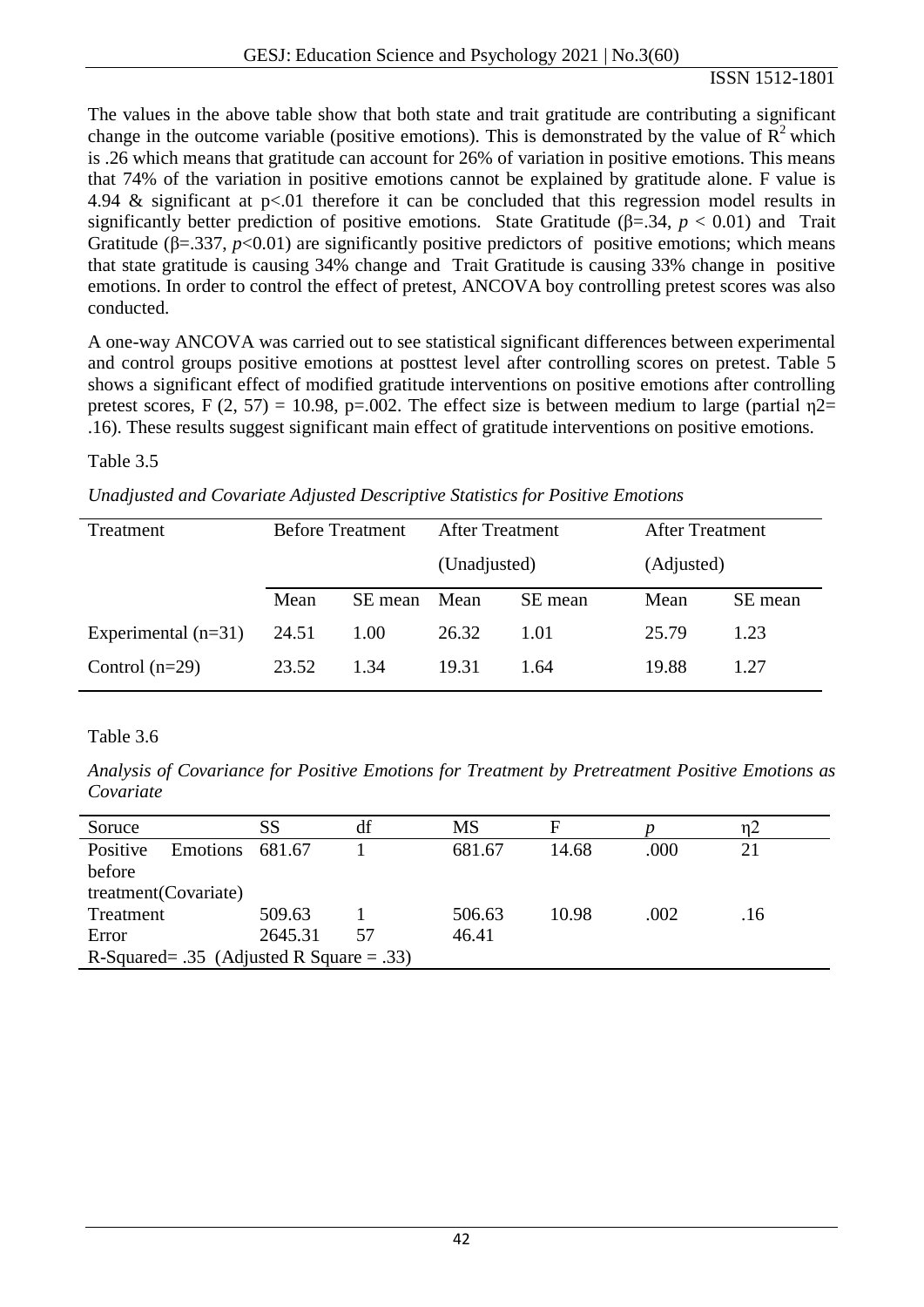The values in the above table show that both state and trait gratitude are contributing a significant change in the outcome variable (positive emotions). This is demonstrated by the value of $R^2$ which is .26 which means that gratitude can account for 26% of variation in positive emotions. This means that 74% of the variation in positive emotions cannot be explained by gratitude alone. F value is 4.94 & significant at $p<.01$ therefore it can be concluded that this regression model results in significantly better prediction of positive emotions. State Gratitude ($\beta=.34$, $p < 0.01$) and Trait Gratitude ($\beta=.337$, $p<0.01$) are significantly positive predictors of positive emotions; which means that state gratitude is causing 34% change and Trait Gratitude is causing 33% change in positive emotions. In order to control the effect of pretest, ANCOVA boy controlling pretest scores was also conducted.

A one-way ANCOVA was carried out to see statistical significant differences between experimental and control groups positive emotions at posttest level after controlling scores on pretest. Table 5 shows a significant effect of modified gratitude interventions on positive emotions after controlling pretest scores, $F(2, 57) = 10.98$, $p=.002$. The effect size is between medium to large (partial $\eta^2= .16$). These results suggest significant main effect of gratitude interventions on positive emotions.

Table 3.5

*Unadjusted and Covariate Adjusted Descriptive Statistics for Positive Emotions*

| Treatment | Before Treatment | | After Treatment (Unadjusted) | | After Treatment (Adjusted) | |
|---|---|---|---|---|---|---|
| | Mean | SE mean | Mean | SE mean | Mean | SE mean |
| Experimental (n=31) | 24.51 | 1.00 | 26.32 | 1.01 | 25.79 | 1.23 |
| Control (n=29) | 23.52 | 1.34 | 19.31 | 1.64 | 19.88 | 1.27 |

Table 3.6

*Analysis of Covariance for Positive Emotions for Treatment by Pretreatment Positive Emotions as Covariate*

| Soruce | SS | df | MS | F | *p* | η2 |
|---|---|---|---|---|---|---|
| Positive Emotions before treatment(Covariate) | 681.67 | 1 | 681.67 | 14.68 | .000 | 21 |
| Treatment | 509.63 | 1 | 506.63 | 10.98 | .002 | .16 |
| Error | 2645.31 | 57 | 46.41 | | | |
| R-Squared= .35 (Adjusted R Square = .33) | | | | | | |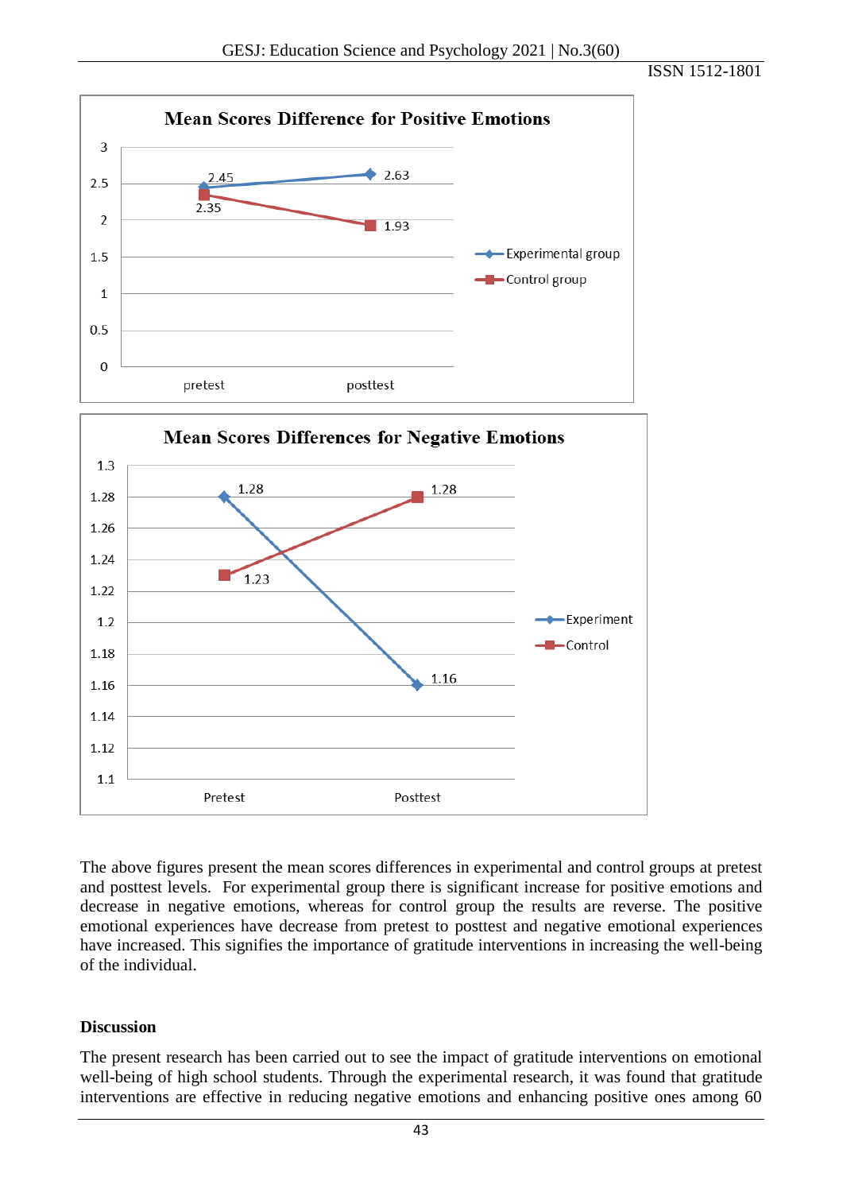The above figures present the mean scores differences in experimental and control groups at pretest and posttest levels. For experimental group there is significant increase for positive emotions and decrease in negative emotions, whereas for control group the results are reverse. The positive emotional experiences have decrease from pretest to posttest and negative emotional experiences have increased. This signifies the importance of gratitude interventions in increasing the well-being of the individual.

**Discussion**

The present research has been carried out to see the impact of gratitude interventions on emotional well-being of high school students. Through the experimental research, it was found that gratitude interventions are effective in reducing negative emotions and enhancing positive ones among 60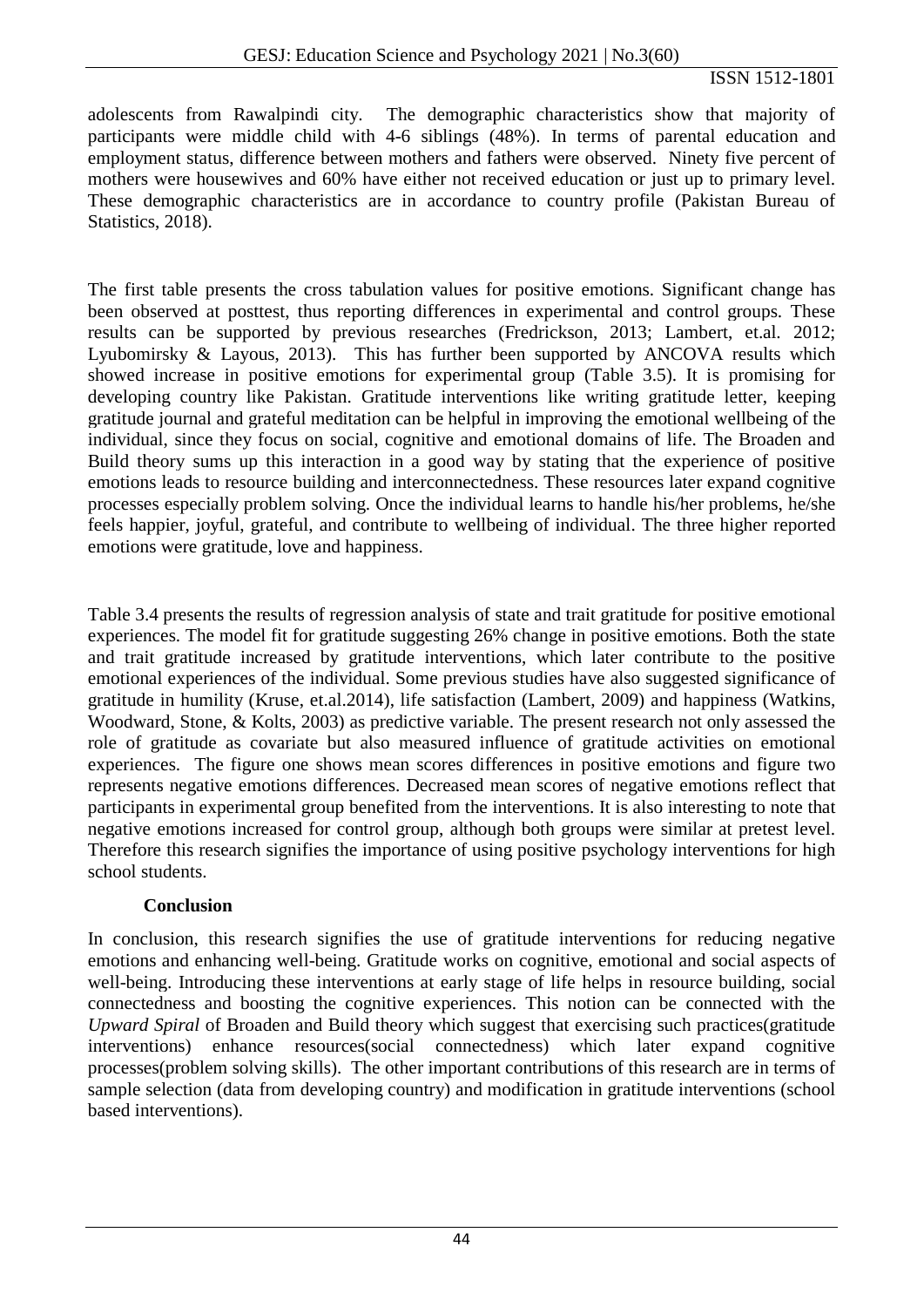adolescents from Rawalpindi city. The demographic characteristics show that majority of participants were middle child with 4-6 siblings (48%). In terms of parental education and employment status, difference between mothers and fathers were observed. Ninety five percent of mothers were housewives and 60% have either not received education or just up to primary level. These demographic characteristics are in accordance to country profile (Pakistan Bureau of Statistics, 2018).

The first table presents the cross tabulation values for positive emotions. Significant change has been observed at posttest, thus reporting differences in experimental and control groups. These results can be supported by previous researches (Fredrickson, 2013; Lambert, et.al. 2012; Lyubomirsky & Layous, 2013). This has further been supported by ANCOVA results which showed increase in positive emotions for experimental group (Table 3.5). It is promising for developing country like Pakistan. Gratitude interventions like writing gratitude letter, keeping gratitude journal and grateful meditation can be helpful in improving the emotional wellbeing of the individual, since they focus on social, cognitive and emotional domains of life. The Broaden and Build theory sums up this interaction in a good way by stating that the experience of positive emotions leads to resource building and interconnectedness. These resources later expand cognitive processes especially problem solving. Once the individual learns to handle his/her problems, he/she feels happier, joyful, grateful, and contribute to wellbeing of individual. The three higher reported emotions were gratitude, love and happiness.

Table 3.4 presents the results of regression analysis of state and trait gratitude for positive emotional experiences. The model fit for gratitude suggesting 26% change in positive emotions. Both the state and trait gratitude increased by gratitude interventions, which later contribute to the positive emotional experiences of the individual. Some previous studies have also suggested significance of gratitude in humility (Kruse, et.al.2014), life satisfaction (Lambert, 2009) and happiness (Watkins, Woodward, Stone, & Kolts, 2003) as predictive variable. The present research not only assessed the role of gratitude as covariate but also measured influence of gratitude activities on emotional experiences. The figure one shows mean scores differences in positive emotions and figure two represents negative emotions differences. Decreased mean scores of negative emotions reflect that participants in experimental group benefited from the interventions. It is also interesting to note that negative emotions increased for control group, although both groups were similar at pretest level. Therefore this research signifies the importance of using positive psychology interventions for high school students.

## Conclusion

In conclusion, this research signifies the use of gratitude interventions for reducing negative emotions and enhancing well-being. Gratitude works on cognitive, emotional and social aspects of well-being. Introducing these interventions at early stage of life helps in resource building, social connectedness and boosting the cognitive experiences. This notion can be connected with the *Upward Spiral* of Broaden and Build theory which suggest that exercising such practices(gratitude interventions) enhance resources(social connectedness) which later expand cognitive processes(problem solving skills). The other important contributions of this research are in terms of sample selection (data from developing country) and modification in gratitude interventions (school based interventions).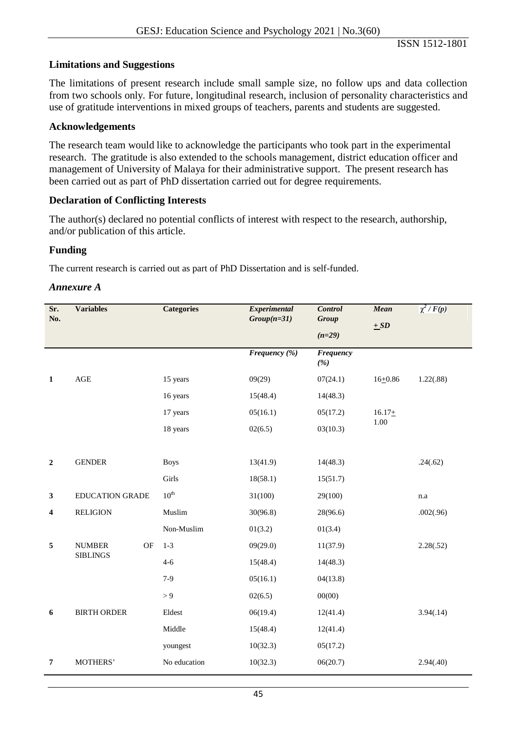### Limitations and Suggestions

The limitations of present research include small sample size, no follow ups and data collection from two schools only. For future, longitudinal research, inclusion of personality characteristics and use of gratitude interventions in mixed groups of teachers, parents and students are suggested.

### Acknowledgements

The research team would like to acknowledge the participants who took part in the experimental research. The gratitude is also extended to the schools management, district education officer and management of University of Malaya for their administrative support. The present research has been carried out as part of PhD dissertation carried out for degree requirements.

### Declaration of Conflicting Interests

The author(s) declared no potential conflicts of interest with respect to the research, authorship, and/or publication of this article.

### Funding

The current research is carried out as part of PhD Dissertation and is self-funded.

### *Annexure A*

| Sr. No. | Variables | Categories | *Experimental Group(n=31)* | *Control Group (n=29)* | *Mean ± SD* | $\chi^2$ / *F(p)* |
|---|---|---|---|---|---|---|
| | | | *Frequency (%)* | *Frequency (%)* | | |
| **1** | AGE | 15 years | 09(29) | 07(24.1) | 16±0.86 | 1.22(.88) |
| | | 16 years | 15(48.4) | 14(48.3) | | |
| | | 17 years | 05(16.1) | 05(17.2) | 16.17± 1.00 | |
| | | 18 years | 02(6.5) | 03(10.3) | | |
| **2** | GENDER | Boys | 13(41.9) | 14(48.3) | | .24(.62) |
| | | Girls | 18(58.1) | 15(51.7) | | |
| **3** | EDUCATION GRADE | 10th | 31(100) | 29(100) | | n.a |
| **4** | RELIGION | Muslim | 30(96.8) | 28(96.6) | | .002(.96) |
| | | Non-Muslim | 01(3.2) | 01(3.4) | | |
| **5** | NUMBER OF SIBLINGS | 1-3 | 09(29.0) | 11(37.9) | | 2.28(.52) |
| | | 4-6 | 15(48.4) | 14(48.3) | | |
| | | 7-9 | 05(16.1) | 04(13.8) | | |
| | | > 9 | 02(6.5) | 00(00) | | |
| **6** | BIRTH ORDER | Eldest | 06(19.4) | 12(41.4) | | 3.94(.14) |
| | | Middle | 15(48.4) | 12(41.4) | | |
| | | youngest | 10(32.3) | 05(17.2) | | |
| **7** | MOTHERS' | No education | 10(32.3) | 06(20.7) | | 2.94(.40) |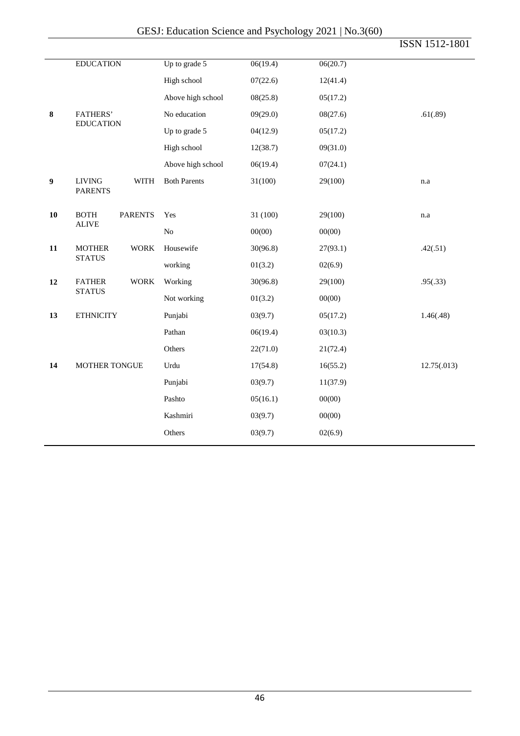| | | | | | |
|---|---|---|---|---|---|
| | EDUCATION | Up to grade 5 | 06(19.4) | 06(20.7) | |
| | | High school | 07(22.6) | 12(41.4) | |
| | | Above high school | 08(25.8) | 05(17.2) | |
| **8** | FATHERS' EDUCATION | No education | 09(29.0) | 08(27.6) | .61(.89) |
| | | Up to grade 5 | 04(12.9) | 05(17.2) | |
| | | High school | 12(38.7) | 09(31.0) | |
| | | Above high school | 06(19.4) | 07(24.1) | |
| **9** | LIVING WITH PARENTS | Both Parents | 31(100) | 29(100) | n.a |
| **10** | BOTH PARENTS ALIVE | Yes | 31 (100) | 29(100) | n.a |
| | | No | 00(00) | 00(00) | |
| **11** | MOTHER WORK STATUS | Housewife | 30(96.8) | 27(93.1) | .42(.51) |
| | | working | 01(3.2) | 02(6.9) | |
| **12** | FATHER WORK STATUS | Working | 30(96.8) | 29(100) | .95(.33) |
| | | Not working | 01(3.2) | 00(00) | |
| **13** | ETHNICITY | Punjabi | 03(9.7) | 05(17.2) | 1.46(.48) |
| | | Pathan | 06(19.4) | 03(10.3) | |
| | | Others | 22(71.0) | 21(72.4) | |
| **14** | MOTHER TONGUE | Urdu | 17(54.8) | 16(55.2) | 12.75(.013) |
| | | Punjabi | 03(9.7) | 11(37.9) | |
| | | Pashto | 05(16.1) | 00(00) | |
| | | Kashmiri | 03(9.7) | 00(00) | |
| | | Others | 03(9.7) | 02(6.9) | |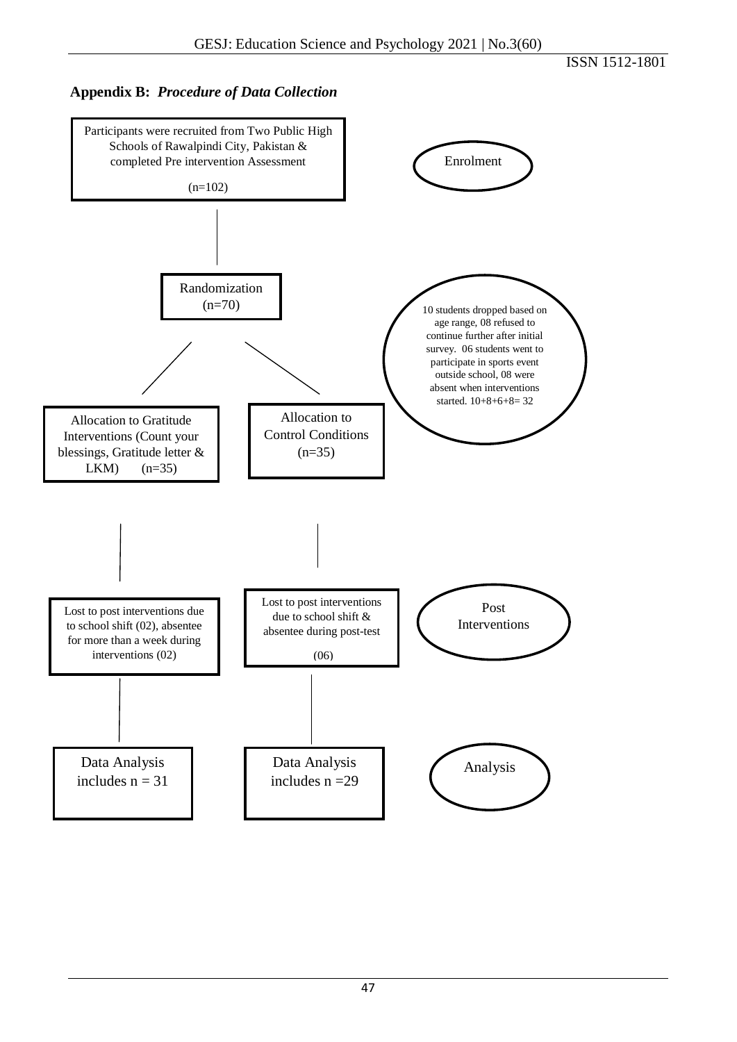**Appendix B:** ***Procedure of Data Collection***

Participants were recruited from Two Public High Schools of Rawalpindi City, Pakistan & completed Pre intervention Assessment

(n=102)

Enrolment

Randomization (n=70)

10 students dropped based on age range, 08 refused to continue further after initial survey. 06 students went to participate in sports event outside school, 08 were absent when interventions started. 10+8+6+8= 32

Allocation to Gratitude Interventions (Count your blessings, Gratitude letter & LKM) (n=35)

Allocation to Control Conditions (n=35)

Lost to post interventions due to school shift (02), absentee for more than a week during interventions (02)

Lost to post interventions due to school shift & absentee during post-test

(06)

Post Interventions

Data Analysis includes n = 31

Data Analysis includes n =29

Analysis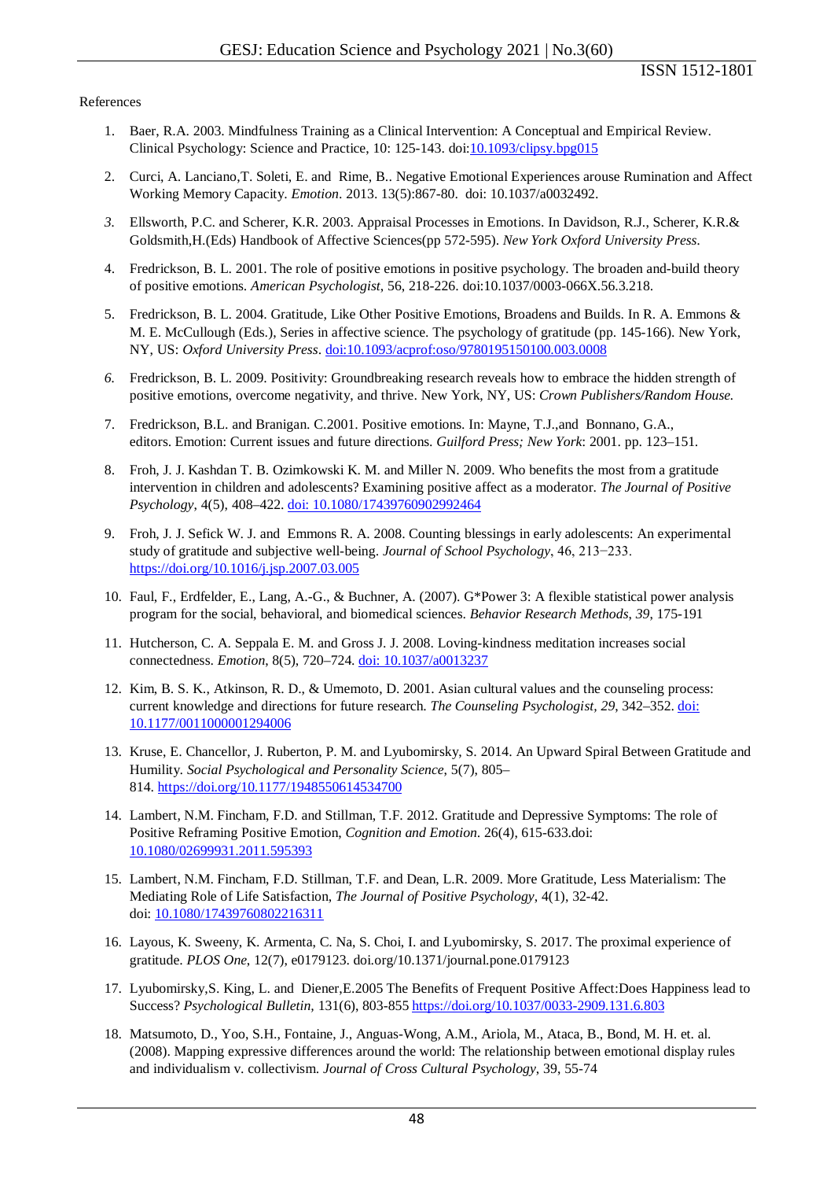References

1. Baer, R.A. 2003. Mindfulness Training as a Clinical Intervention: A Conceptual and Empirical Review. Clinical Psychology: Science and Practice, 10: 125-143. doi:10.1093/clipsy.bpg015
2. Curci, A. Lanciano,T. Soleti, E. and Rime, B.. Negative Emotional Experiences arouse Rumination and Affect Working Memory Capacity. *Emotion*. 2013. 13(5):867-80. doi: 10.1037/a0032492.
3. Ellsworth, P.C. and Scherer, K.R. 2003. Appraisal Processes in Emotions. In Davidson, R.J., Scherer, K.R.& Goldsmith,H.(Eds) Handbook of Affective Sciences(pp 572-595). *New York Oxford University Press.*
4. Fredrickson, B. L. 2001. The role of positive emotions in positive psychology. The broaden and-build theory of positive emotions. *American Psychologist*, 56, 218-226. doi:10.1037/0003-066X.56.3.218.
5. Fredrickson, B. L. 2004. Gratitude, Like Other Positive Emotions, Broadens and Builds. In R. A. Emmons & M. E. McCullough (Eds.), Series in affective science. The psychology of gratitude (pp. 145-166). New York, NY, US: *Oxford University Press*. doi:10.1093/acprof:oso/9780195150100.003.0008
6. Fredrickson, B. L. 2009. Positivity: Groundbreaking research reveals how to embrace the hidden strength of positive emotions, overcome negativity, and thrive. New York, NY, US: *Crown Publishers/Random House.*
7. Fredrickson, B.L. and Branigan. C.2001. Positive emotions. In: Mayne, T.J.,and Bonnano, G.A., editors. Emotion: Current issues and future directions. *Guilford Press; New York*: 2001. pp. 123–151.
8. Froh, J. J. Kashdan T. B. Ozimkowski K. M. and Miller N. 2009. Who benefits the most from a gratitude intervention in children and adolescents? Examining positive affect as a moderator. *The Journal of Positive Psychology*, 4(5), 408–422. doi: 10.1080/17439760902992464
9. Froh, J. J. Sefick W. J. and Emmons R. A. 2008. Counting blessings in early adolescents: An experimental study of gratitude and subjective well-being. *Journal of School Psychology*, 46, 213−233. https://doi.org/10.1016/j.jsp.2007.03.005
10. Faul, F., Erdfelder, E., Lang, A.-G., & Buchner, A. (2007). G*Power 3: A flexible statistical power analysis program for the social, behavioral, and biomedical sciences. *Behavior Research Methods*, *39*, 175-191
11. Hutcherson, C. A. Seppala E. M. and Gross J. J. 2008. Loving-kindness meditation increases social connectedness. *Emotion*, 8(5), 720–724. doi: 10.1037/a0013237
12. Kim, B. S. K., Atkinson, R. D., & Umemoto, D. 2001. Asian cultural values and the counseling process: current knowledge and directions for future research. *The Counseling Psychologist, 29*, 342–352. doi: 10.1177/0011000001294006
13. Kruse, E. Chancellor, J. Ruberton, P. M. and Lyubomirsky, S. 2014. An Upward Spiral Between Gratitude and Humility. *Social Psychological and Personality Science*, 5(7), 805–814. https://doi.org/10.1177/1948550614534700
14. Lambert, N.M. Fincham, F.D. and Stillman, T.F. 2012. Gratitude and Depressive Symptoms: The role of Positive Reframing Positive Emotion, *Cognition and Emotion.* 26(4), 615-633.doi: 10.1080/02699931.2011.595393
15. Lambert, N.M. Fincham, F.D. Stillman, T.F. and Dean, L.R. 2009. More Gratitude, Less Materialism: The Mediating Role of Life Satisfaction, *The Journal of Positive Psychology*, 4(1), 32-42. doi: 10.1080/17439760802216311
16. Layous, K. Sweeny, K. Armenta, C. Na, S. Choi, I. and Lyubomirsky, S. 2017. The proximal experience of gratitude. *PLOS One*, 12(7), e0179123. doi.org/10.1371/journal.pone.0179123
17. Lyubomirsky,S. King, L. and Diener,E.2005 The Benefits of Frequent Positive Affect:Does Happiness lead to Success? *Psychological Bulletin,* 131(6), 803-855 https://doi.org/10.1037/0033-2909.131.6.803
18. Matsumoto, D., Yoo, S.H., Fontaine, J., Anguas-Wong, A.M., Ariola, M., Ataca, B., Bond, M. H. et. al. (2008). Mapping expressive differences around the world: The relationship between emotional display rules and individualism v. collectivism. *Journal of Cross Cultural Psychology*, 39, 55-74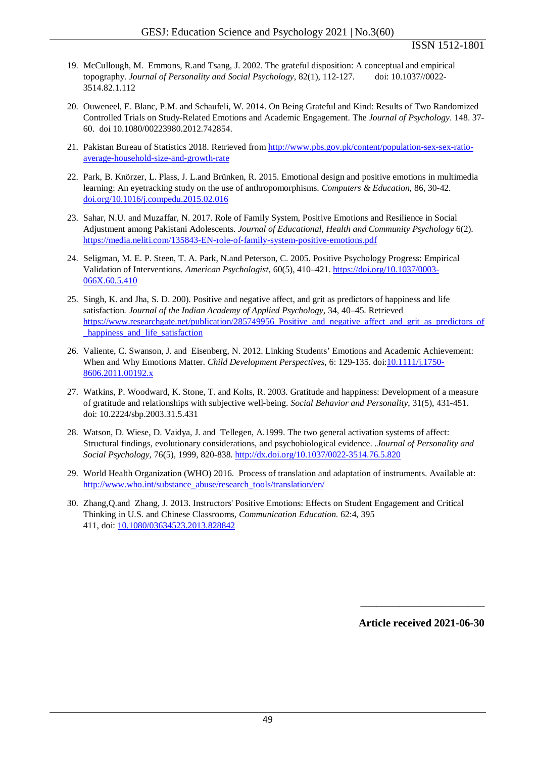19. McCullough, M. Emmons, R.and Tsang, J. 2002. The grateful disposition: A conceptual and empirical topography. *Journal of Personality and Social Psychology*, 82(1), 112-127. doi: 10.1037//0022-3514.82.1.112

20. Ouweneel, E. Blanc, P.M. and Schaufeli, W. 2014. On Being Grateful and Kind: Results of Two Randomized Controlled Trials on Study-Related Emotions and Academic Engagement. The *Journal of Psychology*. 148. 37-60. doi 10.1080/00223980.2012.742854.

21. Pakistan Bureau of Statistics 2018. Retrieved from http://www.pbs.gov.pk/content/population-sex-sex-ratio-average-household-size-and-growth-rate

22. Park, B. Knörzer, L. Plass, J. L.and Brünken, R. 2015. Emotional design and positive emotions in multimedia learning: An eyetracking study on the use of anthropomorphisms. *Computers & Education*, 86, 30-42. doi.org/10.1016/j.compedu.2015.02.016

23. Sahar, N.U. and Muzaffar, N. 2017. Role of Family System, Positive Emotions and Resilience in Social Adjustment among Pakistani Adolescents. *Journal of Educational, Health and Community Psychology* 6(2). https://media.neliti.com/135843-EN-role-of-family-system-positive-emotions.pdf

24. Seligman, M. E. P. Steen, T. A. Park, N.and Peterson, C. 2005. Positive Psychology Progress: Empirical Validation of Interventions. *American Psychologist*, 60(5), 410–421. https://doi.org/10.1037/0003-066X.60.5.410

25. Singh, K. and Jha, S. D. 200). Positive and negative affect, and grit as predictors of happiness and life satisfaction. *Journal of the Indian Academy of Applied Psychology*, 34, 40–45. Retrieved https://www.researchgate.net/publication/285749956_Positive_and_negative_affect_and_grit_as_predictors_of_happiness_and_life_satisfaction

26. Valiente, C. Swanson, J. and Eisenberg, N. 2012. Linking Students' Emotions and Academic Achievement: When and Why Emotions Matter. *Child Development Perspectives*, 6: 129-135. doi:10.1111/j.1750-8606.2011.00192.x

27. Watkins, P. Woodward, K. Stone, T. and Kolts, R. 2003. Gratitude and happiness: Development of a measure of gratitude and relationships with subjective well-being. *Social Behavior and Personality*, 31(5), 431-451. doi: 10.2224/sbp.2003.31.5.431

28. Watson, D. Wiese, D. Vaidya, J. and Tellegen, A.1999. The two general activation systems of affect: Structural findings, evolutionary considerations, and psychobiological evidence. .*Journal of Personality and Social Psychology*, 76(5), 1999, 820-838. http://dx.doi.org/10.1037/0022-3514.76.5.820

29. World Health Organization (WHO) 2016. Process of translation and adaptation of instruments. Available at: http://www.who.int/substance_abuse/research_tools/translation/en/

30. Zhang,Q.and Zhang, J. 2013. Instructors' Positive Emotions: Effects on Student Engagement and Critical Thinking in U.S. and Chinese Classrooms, *Communication Education*. 62:4, 395 411, doi: 10.1080/03634523.2013.828842

---

**Article received 2021-06-30**